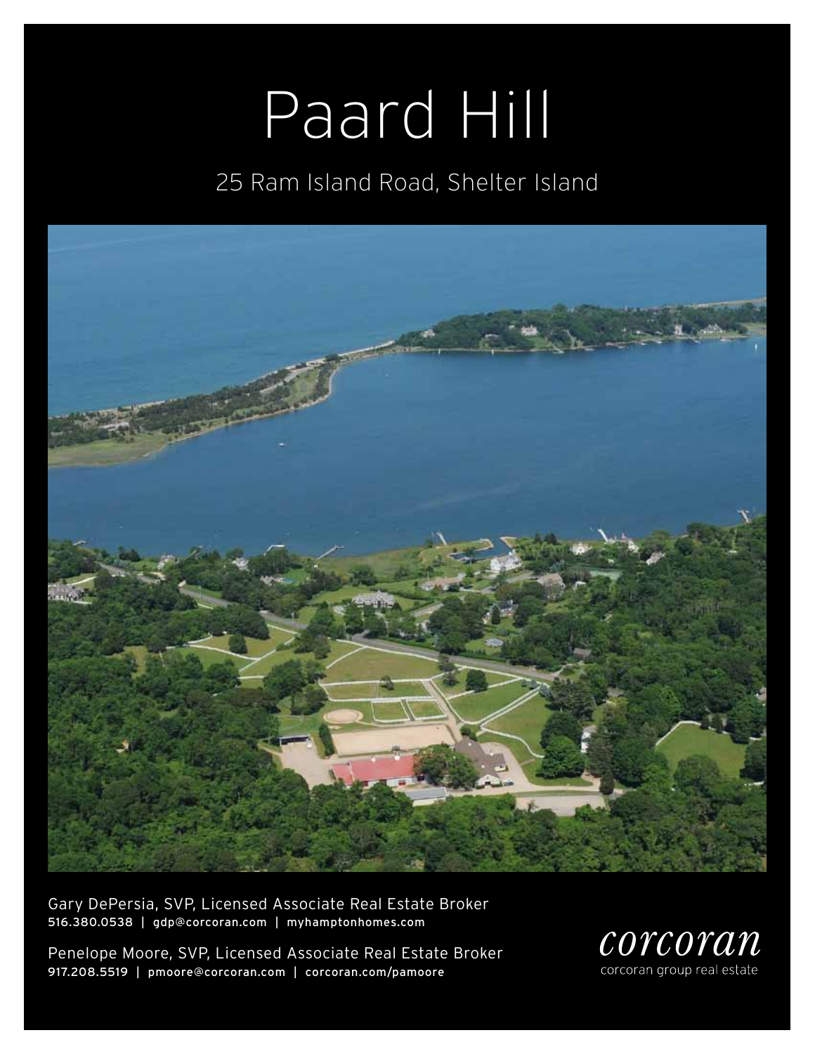# Paard Hill

25 Ram Island Road, Shelter Island

Gary DePersia, SVP, Licensed Associate Real Estate Broker
516.380.0538 | gdp@corcoran.com | myhamptonhomes.com

Penelope Moore, SVP, Licensed Associate Real Estate Broker
917.208.5519 | pmoore@corcoran.com | corcoran.com/pamoore

corcoran
corcoran group real estate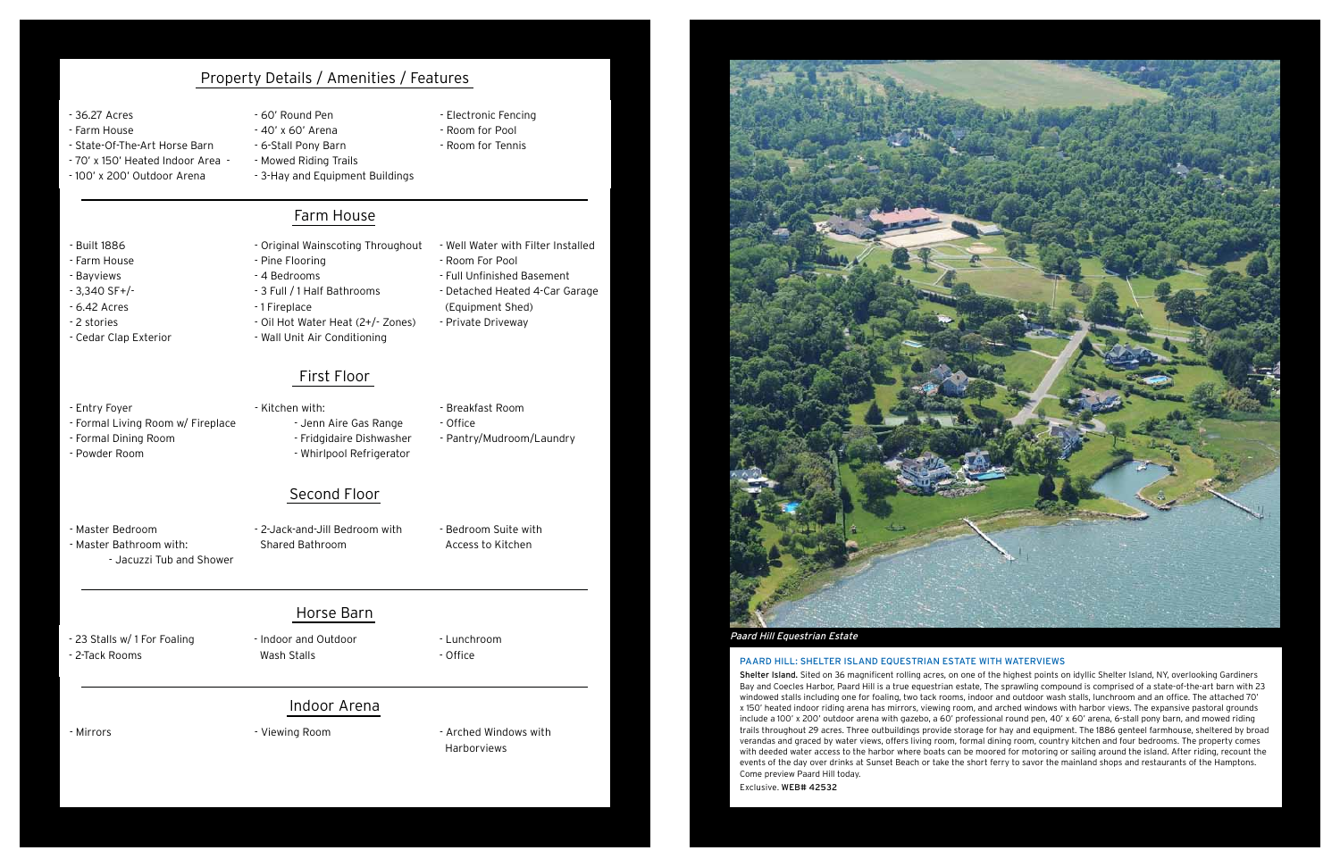## Property Details / Amenities / Features

- 36.27 Acres
- Farm House
- State-Of-The-Art Horse Barn
- 70' x 150' Heated Indoor Area -
- 100' x 200' Outdoor Arena
- 60' Round Pen
- 40' x 60' Arena
- 6-Stall Pony Barn
- Mowed Riding Trails
- 3-Hay and Equipment Buildings
- Electronic Fencing
- Room for Pool
- Room for Tennis

## Farm House

- Built 1886
- Farm House
- Bayviews
- 3,340 SF+/-
- 6.42 Acres
- 2 stories
- Cedar Clap Exterior
- Original Wainscoting Throughout
- Pine Flooring
- 4 Bedrooms
- 3 Full / 1 Half Bathrooms
- 1 Fireplace
- Oil Hot Water Heat (2+/- Zones)
- Wall Unit Air Conditioning
- Well Water with Filter Installed
- Room For Pool
- Full Unfinished Basement
- Detached Heated 4-Car Garage (Equipment Shed)
- Private Driveway

## First Floor

- Entry Foyer
- Formal Living Room w/ Fireplace
- Formal Dining Room
- Powder Room
- Kitchen with:
    - Jenn Aire Gas Range
    - Fridgidaire Dishwasher
    - Whirlpool Refrigerator
- Breakfast Room
- Office
- Pantry/Mudroom/Laundry

## Second Floor

- Master Bedroom
- Master Bathroom with:
    - Jacuzzi Tub and Shower
- 2-Jack-and-Jill Bedroom with Shared Bathroom
- Bedroom Suite with Access to Kitchen

## Horse Barn

- 23 Stalls w/ 1 For Foaling
- 2-Tack Rooms
- Indoor and Outdoor Wash Stalls
- Lunchroom
- Office

## Indoor Arena

- Mirrors
- Viewing Room
- Arched Windows with Harborviews

*Paard Hill Equestrian Estate*

### PAARD HILL: SHELTER ISLAND EQUESTRIAN ESTATE WITH WATERVIEWS

**Shelter Island.** Sited on 36 magnificent rolling acres, on one of the highest points on idyllic Shelter Island, NY, overlooking Gardiners Bay and Coecles Harbor, Paard Hill is a true equestrian estate, The sprawling compound is comprised of a state-of-the-art barn with 23 windowed stalls including one for foaling, two tack rooms, indoor and outdoor wash stalls, lunchroom and an office. The attached 70' x 150' heated indoor riding arena has mirrors, viewing room, and arched windows with harbor views. The expansive pastoral grounds include a 100' x 200' outdoor arena with gazebo, a 60' professional round pen, 40' x 60' arena, 6-stall pony barn, and mowed riding trails throughout 29 acres. Three outbuildings provide storage for hay and equipment. The 1886 genteel farmhouse, sheltered by broad verandas and graced by water views, offers living room, formal dining room, country kitchen and four bedrooms. The property comes with deeded water access to the harbor where boats can be moored for motoring or sailing around the island. After riding, recount the events of the day over drinks at Sunset Beach or take the short ferry to savor the mainland shops and restaurants of the Hamptons. Come preview Paard Hill today.

Exclusive. **WEB# 42532**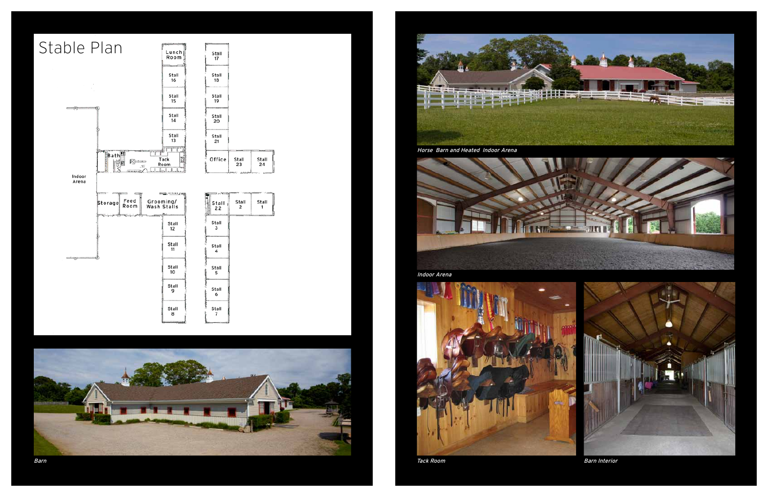# Stable Plan

Lunch Room

Stall 16

Stall 15

Stall 14

Stall 13

Bath

Tack Room

Indoor Arena

Storage

Feed Room

Grooming/ Wash Stalls

Stall 12

Stall 11

Stall 10

Stall 9

Stall 8

Stall 17

Stall 18

Stall 19

Stall 20

Stall 21

Office

Stall 23

Stall 24

Stall 22

Stall 2

Stall 1

Stall 3

Stall 4

Stall 5

Stall 6

Stall 7

*Barn*

*Horse Barn and Heated Indoor Arena*

*Indoor Arena*

*Tack Room*

*Barn Interior*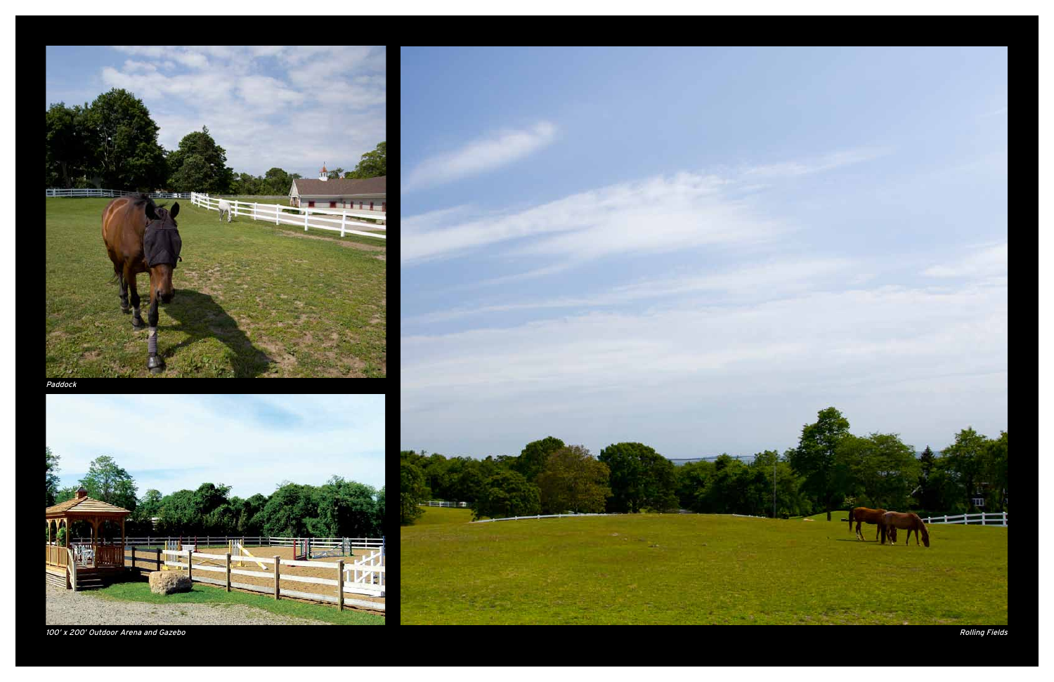*Paddock*

*100' x 200' Outdoor Arena and Gazebo*

*Rolling Fields*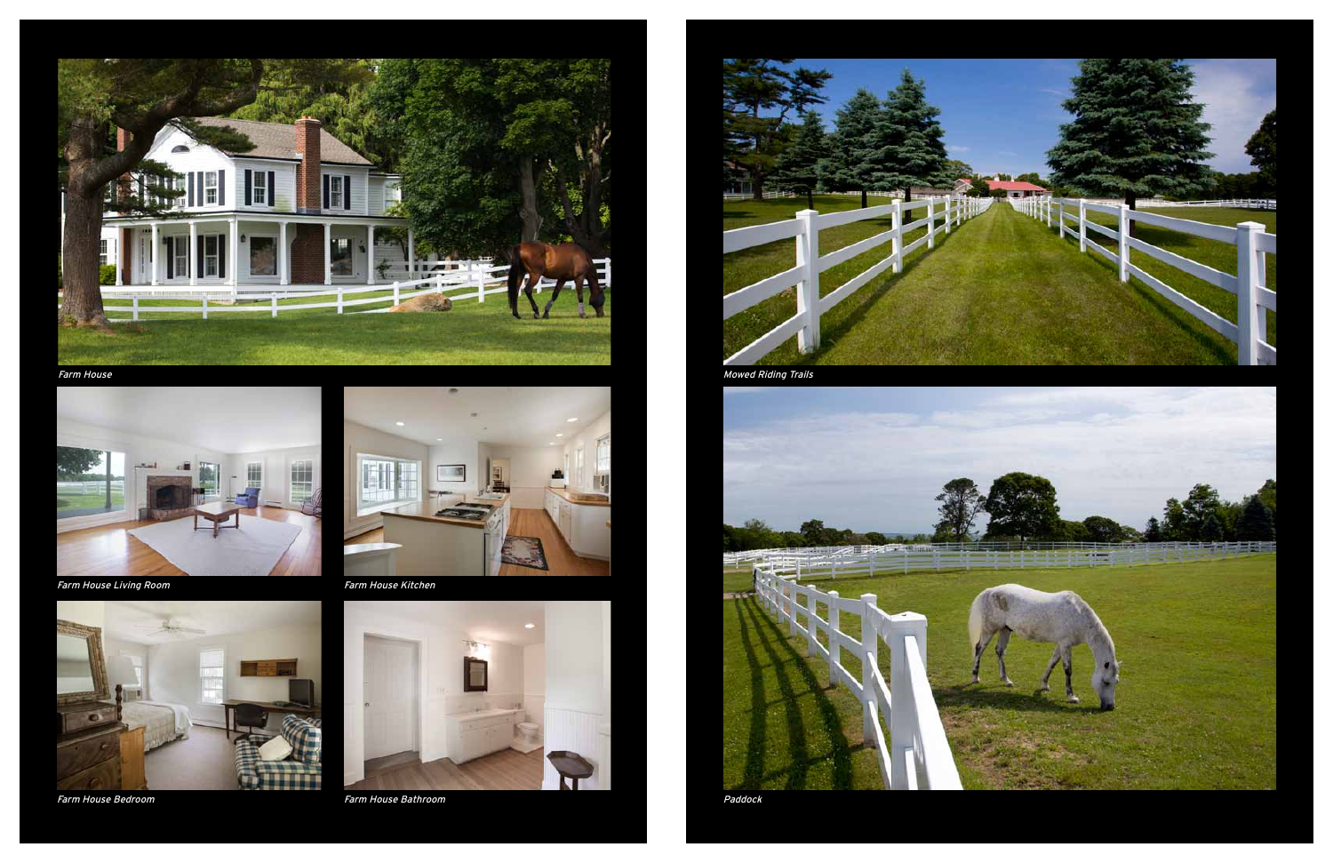*Farm House*

*Farm House Living Room*

*Farm House Kitchen*

*Farm House Bedroom*

*Farm House Bathroom*

*Mowed Riding Trails*

*Paddock*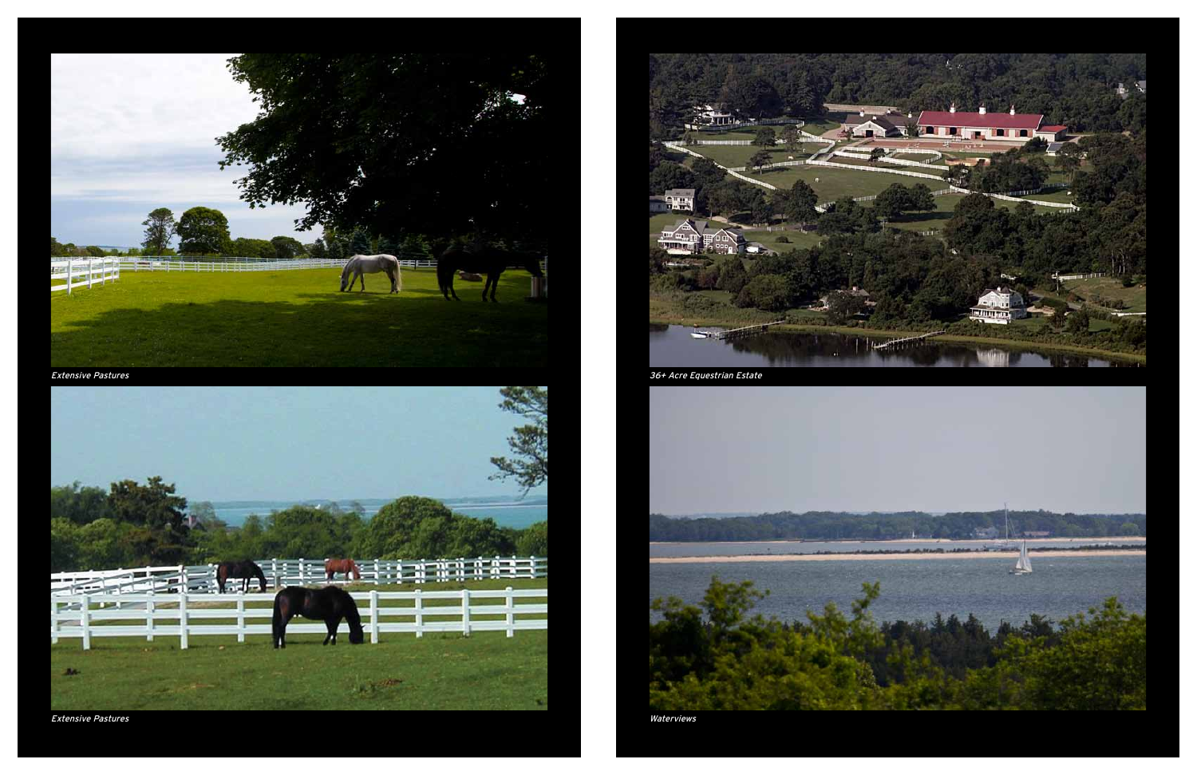*Extensive Pastures*

*36+ Acre Equestrian Estate*

*Extensive Pastures*

*Waterviews*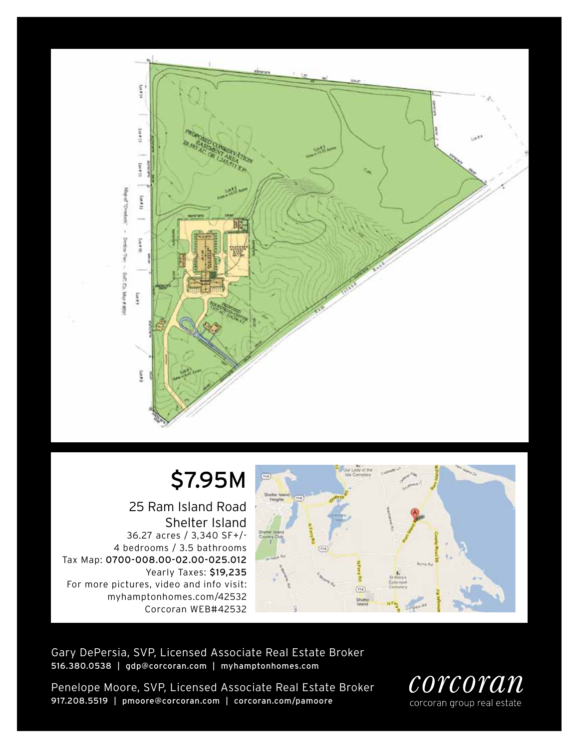# $7.95M

25 Ram Island Road
Shelter Island
36.27 acres / 3,340 SF+/-
4 bedrooms / 3.5 bathrooms
Tax Map: **0700-008.00-02.00-025.012**
Yearly Taxes: **$19,235**
For more pictures, video and info visit:
myhamptonhomes.com/42532
Corcoran WEB#42532

Gary DePersia, SVP, Licensed Associate Real Estate Broker
**516.380.0538 | gdp@corcoran.com | myhamptonhomes.com**

Penelope Moore, SVP, Licensed Associate Real Estate Broker
**917.208.5519 | pmoore@corcoran.com | corcoran.com/pamoore**

corcoran
corcoran group real estate